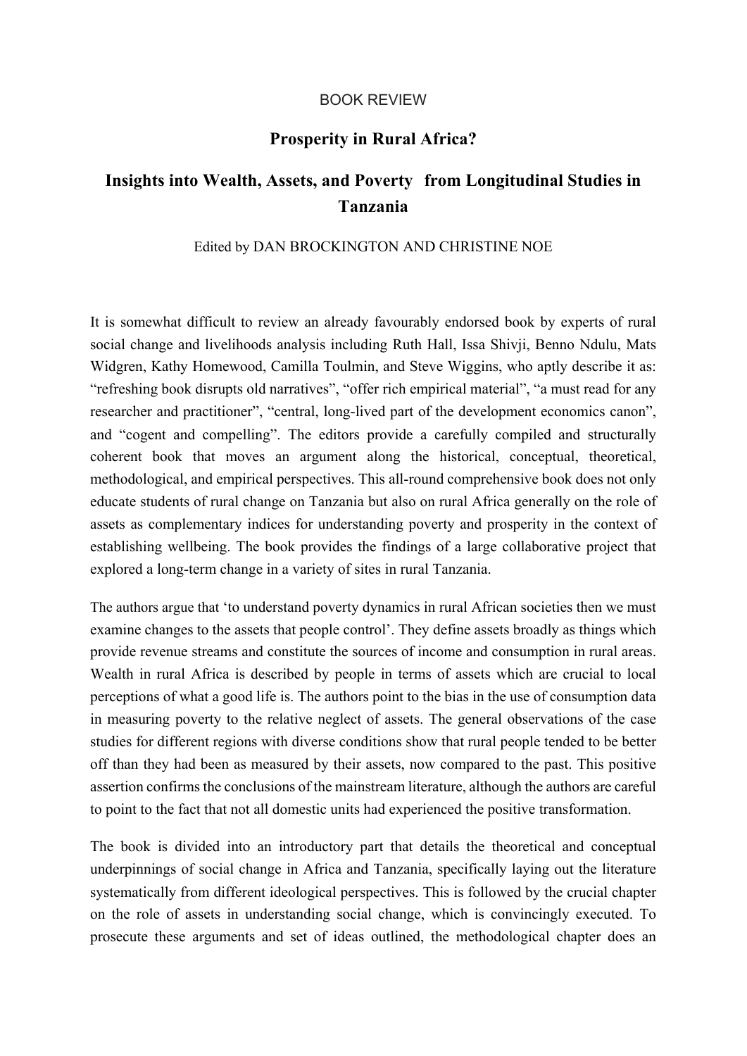BOOK REVIEW

# Prosperity in Rural Africa?

## Insights into Wealth, Assets, and Poverty from Longitudinal Studies in Tanzania

Edited by DAN BROCKINGTON AND CHRISTINE NOE

It is somewhat difficult to review an already favourably endorsed book by experts of rural social change and livelihoods analysis including Ruth Hall, Issa Shivji, Benno Ndulu, Mats Widgren, Kathy Homewood, Camilla Toulmin, and Steve Wiggins, who aptly describe it as: "refreshing book disrupts old narratives", "offer rich empirical material", "a must read for any researcher and practitioner", "central, long-lived part of the development economics canon", and "cogent and compelling". The editors provide a carefully compiled and structurally coherent book that moves an argument along the historical, conceptual, theoretical, methodological, and empirical perspectives. This all-round comprehensive book does not only educate students of rural change on Tanzania but also on rural Africa generally on the role of assets as complementary indices for understanding poverty and prosperity in the context of establishing wellbeing. The book provides the findings of a large collaborative project that explored a long-term change in a variety of sites in rural Tanzania.

The authors argue that 'to understand poverty dynamics in rural African societies then we must examine changes to the assets that people control'. They define assets broadly as things which provide revenue streams and constitute the sources of income and consumption in rural areas. Wealth in rural Africa is described by people in terms of assets which are crucial to local perceptions of what a good life is. The authors point to the bias in the use of consumption data in measuring poverty to the relative neglect of assets. The general observations of the case studies for different regions with diverse conditions show that rural people tended to be better off than they had been as measured by their assets, now compared to the past. This positive assertion confirms the conclusions of the mainstream literature, although the authors are careful to point to the fact that not all domestic units had experienced the positive transformation.

The book is divided into an introductory part that details the theoretical and conceptual underpinnings of social change in Africa and Tanzania, specifically laying out the literature systematically from different ideological perspectives. This is followed by the crucial chapter on the role of assets in understanding social change, which is convincingly executed. To prosecute these arguments and set of ideas outlined, the methodological chapter does an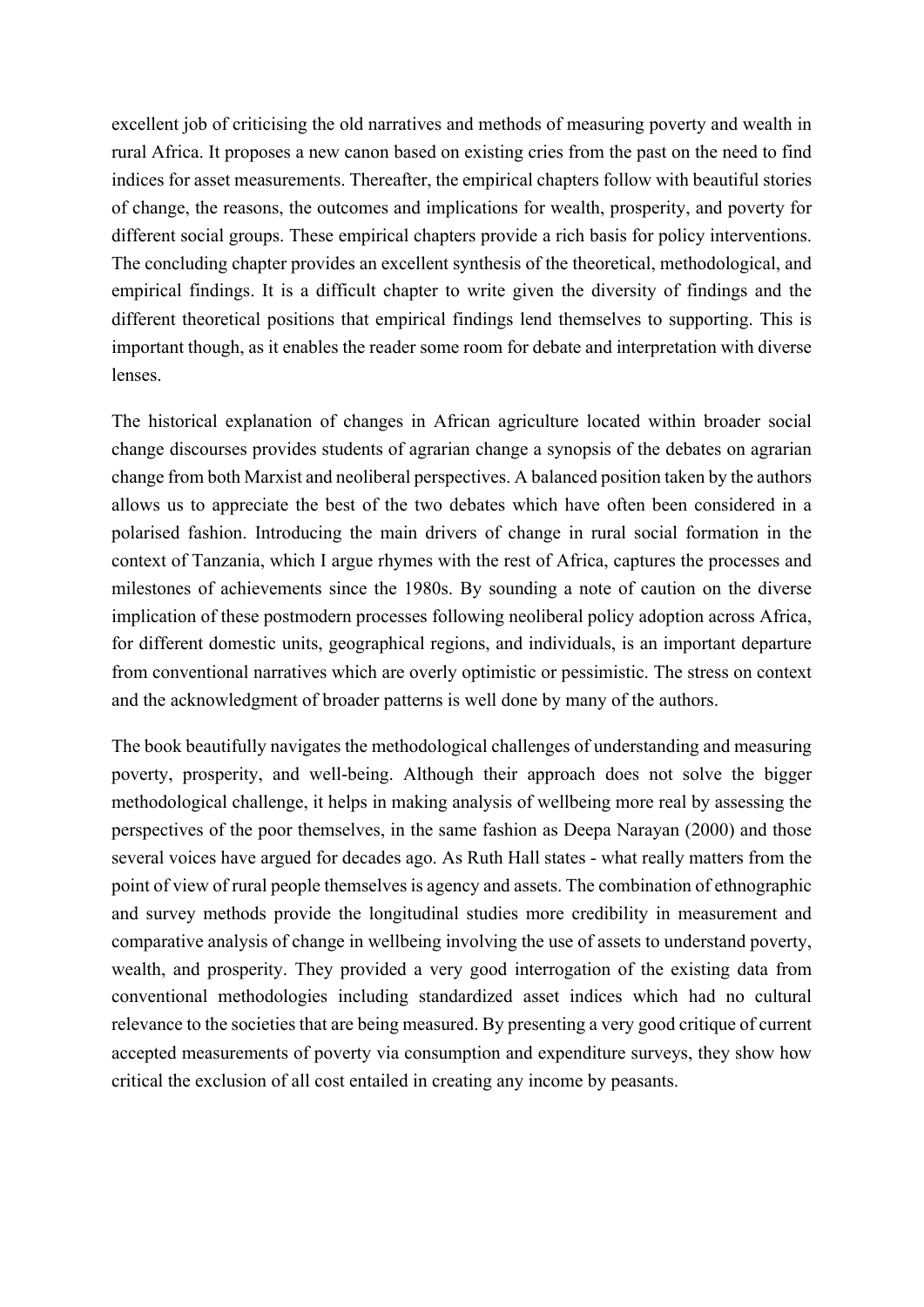excellent job of criticising the old narratives and methods of measuring poverty and wealth in rural Africa. It proposes a new canon based on existing cries from the past on the need to find indices for asset measurements. Thereafter, the empirical chapters follow with beautiful stories of change, the reasons, the outcomes and implications for wealth, prosperity, and poverty for different social groups. These empirical chapters provide a rich basis for policy interventions. The concluding chapter provides an excellent synthesis of the theoretical, methodological, and empirical findings. It is a difficult chapter to write given the diversity of findings and the different theoretical positions that empirical findings lend themselves to supporting. This is important though, as it enables the reader some room for debate and interpretation with diverse lenses.

The historical explanation of changes in African agriculture located within broader social change discourses provides students of agrarian change a synopsis of the debates on agrarian change from both Marxist and neoliberal perspectives. A balanced position taken by the authors allows us to appreciate the best of the two debates which have often been considered in a polarised fashion. Introducing the main drivers of change in rural social formation in the context of Tanzania, which I argue rhymes with the rest of Africa, captures the processes and milestones of achievements since the 1980s. By sounding a note of caution on the diverse implication of these postmodern processes following neoliberal policy adoption across Africa, for different domestic units, geographical regions, and individuals, is an important departure from conventional narratives which are overly optimistic or pessimistic. The stress on context and the acknowledgment of broader patterns is well done by many of the authors.

The book beautifully navigates the methodological challenges of understanding and measuring poverty, prosperity, and well-being. Although their approach does not solve the bigger methodological challenge, it helps in making analysis of wellbeing more real by assessing the perspectives of the poor themselves, in the same fashion as Deepa Narayan (2000) and those several voices have argued for decades ago. As Ruth Hall states - what really matters from the point of view of rural people themselves is agency and assets. The combination of ethnographic and survey methods provide the longitudinal studies more credibility in measurement and comparative analysis of change in wellbeing involving the use of assets to understand poverty, wealth, and prosperity. They provided a very good interrogation of the existing data from conventional methodologies including standardized asset indices which had no cultural relevance to the societies that are being measured. By presenting a very good critique of current accepted measurements of poverty via consumption and expenditure surveys, they show how critical the exclusion of all cost entailed in creating any income by peasants.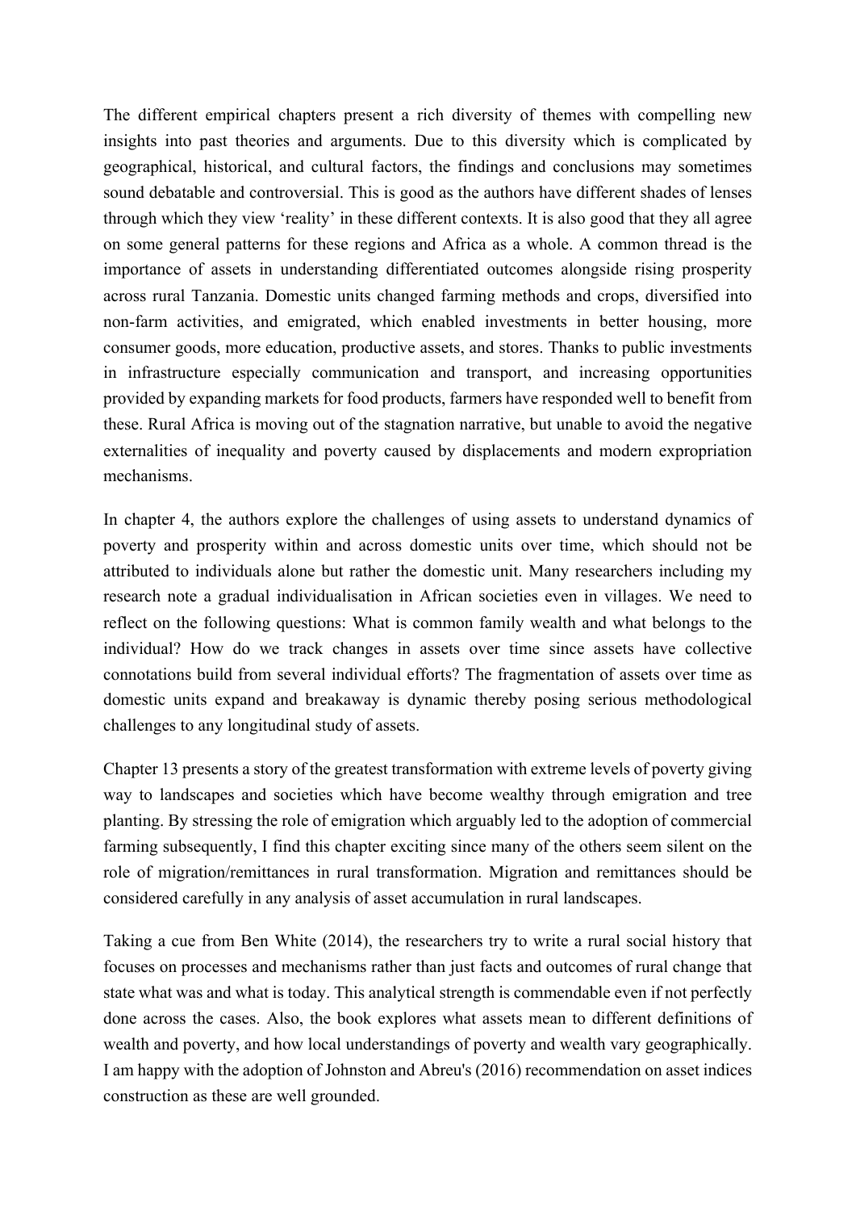The different empirical chapters present a rich diversity of themes with compelling new insights into past theories and arguments. Due to this diversity which is complicated by geographical, historical, and cultural factors, the findings and conclusions may sometimes sound debatable and controversial. This is good as the authors have different shades of lenses through which they view 'reality' in these different contexts. It is also good that they all agree on some general patterns for these regions and Africa as a whole. A common thread is the importance of assets in understanding differentiated outcomes alongside rising prosperity across rural Tanzania. Domestic units changed farming methods and crops, diversified into non-farm activities, and emigrated, which enabled investments in better housing, more consumer goods, more education, productive assets, and stores. Thanks to public investments in infrastructure especially communication and transport, and increasing opportunities provided by expanding markets for food products, farmers have responded well to benefit from these. Rural Africa is moving out of the stagnation narrative, but unable to avoid the negative externalities of inequality and poverty caused by displacements and modern expropriation mechanisms.

In chapter 4, the authors explore the challenges of using assets to understand dynamics of poverty and prosperity within and across domestic units over time, which should not be attributed to individuals alone but rather the domestic unit. Many researchers including my research note a gradual individualisation in African societies even in villages. We need to reflect on the following questions: What is common family wealth and what belongs to the individual? How do we track changes in assets over time since assets have collective connotations build from several individual efforts? The fragmentation of assets over time as domestic units expand and breakaway is dynamic thereby posing serious methodological challenges to any longitudinal study of assets.

Chapter 13 presents a story of the greatest transformation with extreme levels of poverty giving way to landscapes and societies which have become wealthy through emigration and tree planting. By stressing the role of emigration which arguably led to the adoption of commercial farming subsequently, I find this chapter exciting since many of the others seem silent on the role of migration/remittances in rural transformation. Migration and remittances should be considered carefully in any analysis of asset accumulation in rural landscapes.

Taking a cue from Ben White (2014), the researchers try to write a rural social history that focuses on processes and mechanisms rather than just facts and outcomes of rural change that state what was and what is today. This analytical strength is commendable even if not perfectly done across the cases. Also, the book explores what assets mean to different definitions of wealth and poverty, and how local understandings of poverty and wealth vary geographically. I am happy with the adoption of Johnston and Abreu's (2016) recommendation on asset indices construction as these are well grounded.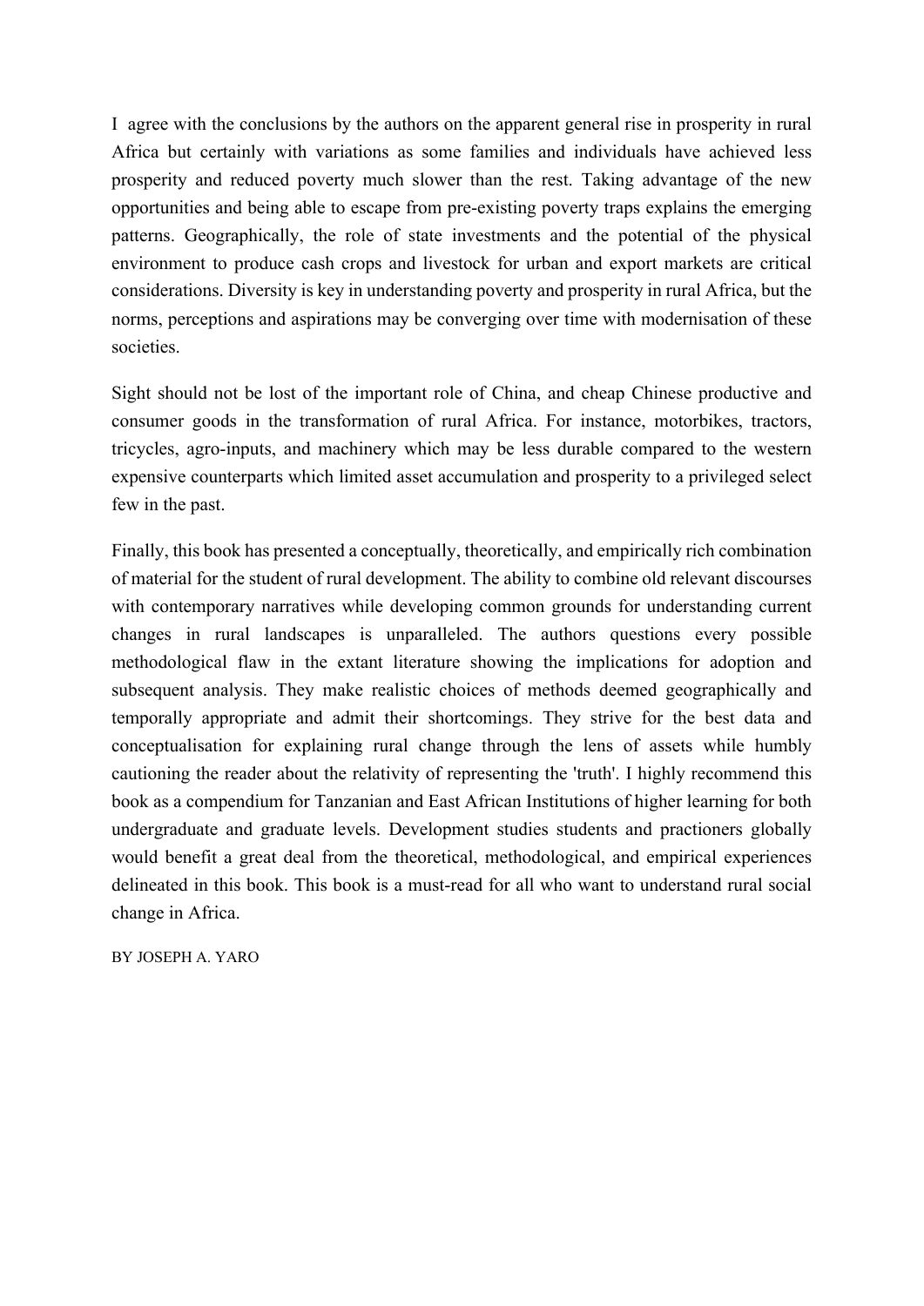I agree with the conclusions by the authors on the apparent general rise in prosperity in rural Africa but certainly with variations as some families and individuals have achieved less prosperity and reduced poverty much slower than the rest. Taking advantage of the new opportunities and being able to escape from pre-existing poverty traps explains the emerging patterns. Geographically, the role of state investments and the potential of the physical environment to produce cash crops and livestock for urban and export markets are critical considerations. Diversity is key in understanding poverty and prosperity in rural Africa, but the norms, perceptions and aspirations may be converging over time with modernisation of these societies.

Sight should not be lost of the important role of China, and cheap Chinese productive and consumer goods in the transformation of rural Africa. For instance, motorbikes, tractors, tricycles, agro-inputs, and machinery which may be less durable compared to the western expensive counterparts which limited asset accumulation and prosperity to a privileged select few in the past.

Finally, this book has presented a conceptually, theoretically, and empirically rich combination of material for the student of rural development. The ability to combine old relevant discourses with contemporary narratives while developing common grounds for understanding current changes in rural landscapes is unparalleled. The authors questions every possible methodological flaw in the extant literature showing the implications for adoption and subsequent analysis. They make realistic choices of methods deemed geographically and temporally appropriate and admit their shortcomings. They strive for the best data and conceptualisation for explaining rural change through the lens of assets while humbly cautioning the reader about the relativity of representing the 'truth'. I highly recommend this book as a compendium for Tanzanian and East African Institutions of higher learning for both undergraduate and graduate levels. Development studies students and practioners globally would benefit a great deal from the theoretical, methodological, and empirical experiences delineated in this book. This book is a must-read for all who want to understand rural social change in Africa.

BY JOSEPH A. YARO